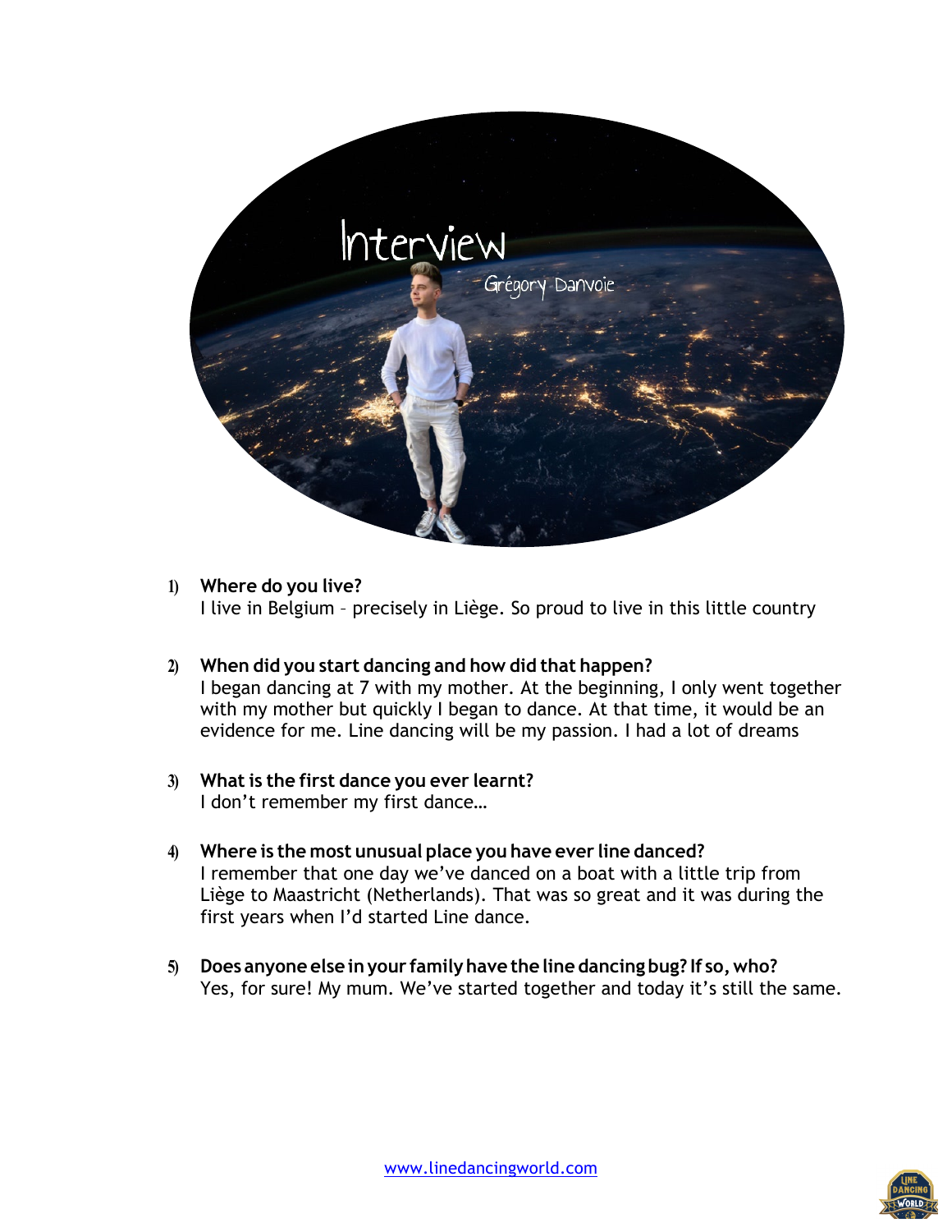# Interview

## Grégory Danvoie

1) **Where do you live?**
I live in Belgium – precisely in Liège. So proud to live in this little country

2) **When did you start dancing and how did that happen?**
I began dancing at 7 with my mother. At the beginning, I only went together with my mother but quickly I began to dance. At that time, it would be an evidence for me. Line dancing will be my passion. I had a lot of dreams

3) **What is the first dance you ever learnt?**
I don't remember my first dance…

4) **Where is the most unusual place you have ever line danced?**
I remember that one day we've danced on a boat with a little trip from Liège to Maastricht (Netherlands). That was so great and it was during the first years when I'd started Line dance.

5) **Does anyone else in your family have the line dancing bug? If so, who?**
Yes, for sure! My mum. We've started together and today it's still the same.

www.linedancingworld.com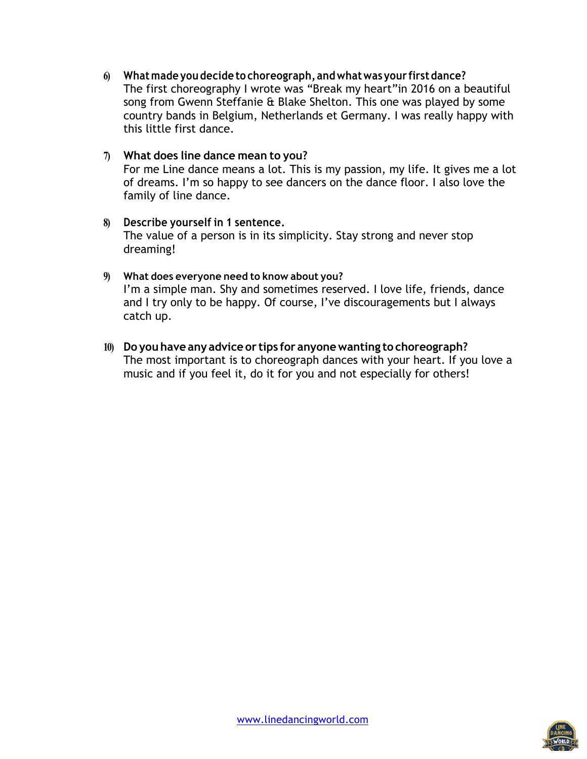6) **What made you decide to choreograph, and what was your first dance?**
   The first choreography I wrote was “Break my heart”in 2016 on a beautiful song from Gwenn Steffanie & Blake Shelton. This one was played by some country bands in Belgium, Netherlands et Germany. I was really happy with this little first dance.

7) **What does line dance mean to you?**
   For me Line dance means a lot. This is my passion, my life. It gives me a lot of dreams. I’m so happy to see dancers on the dance floor. I also love the family of line dance.

8) **Describe yourself in 1 sentence.**
   The value of a person is in its simplicity. Stay strong and never stop dreaming!

9) **What does everyone need to know about you?**
   I’m a simple man. Shy and sometimes reserved. I love life, friends, dance and I try only to be happy. Of course, I’ve discouragements but I always catch up.

10) **Do you have any advice or tips for anyone wanting to choreograph?**
    The most important is to choreograph dances with your heart. If you love a music and if you feel it, do it for you and not especially for others!

www.linedancingworld.com